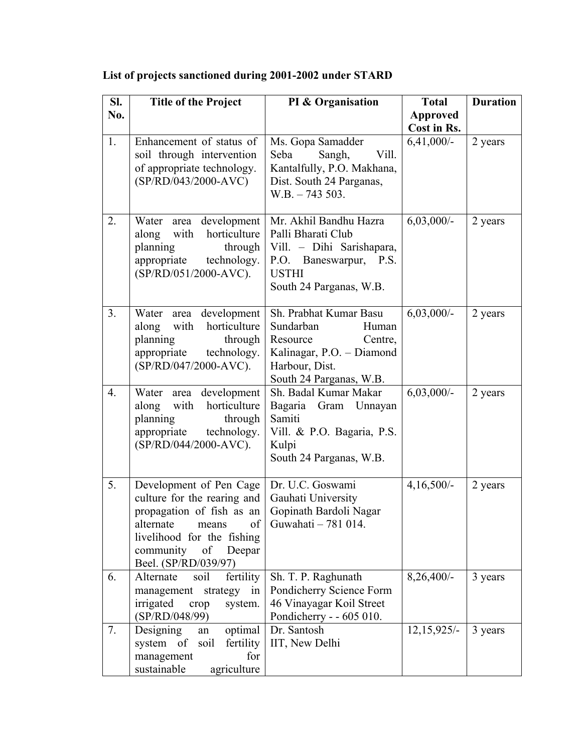**List of projects sanctioned during 2001-2002 under STARD**

| Sl. No. | Title of the Project | PI & Organisation | Total Approved Cost in Rs. | Duration |
|---|---|---|---|---|
| 1. | Enhancement of status of soil through intervention of appropriate technology. (SP/RD/043/2000-AVC) | Ms. Gopa Samadder<br>Seba Sangh, Vill. Kantalfully, P.O. Makhana, Dist. South 24 Parganas, W.B. – 743 503. | 6,41,000/- | 2 years |
| 2. | Water area development along with horticulture planning through appropriate technology. (SP/RD/051/2000-AVC). | Mr. Akhil Bandhu Hazra<br>Palli Bharati Club<br>Vill. – Dihi Sarishapara, P.O. Baneswarpur, P.S. USTHI<br>South 24 Parganas, W.B. | 6,03,000/- | 2 years |
| 3. | Water area development along with horticulture planning through appropriate technology. (SP/RD/047/2000-AVC). | Sh. Prabhat Kumar Basu<br>Sundarban Human Resource Centre, Kalinagar, P.O. – Diamond Harbour, Dist.<br>South 24 Parganas, W.B. | 6,03,000/- | 2 years |
| 4. | Water area development along with horticulture planning through appropriate technology. (SP/RD/044/2000-AVC). | Sh. Badal Kumar Makar<br>Bagaria Gram Unnayan Samiti<br>Vill. & P.O. Bagaria, P.S. Kulpi<br>South 24 Parganas, W.B. | 6,03,000/- | 2 years |
| 5. | Development of Pen Cage culture for the rearing and propagation of fish as an alternate means of livelihood for the fishing community of Deepar Beel. (SP/RD/039/97) | Dr. U.C. Goswami<br>Gauhati University<br>Gopinath Bardoli Nagar<br>Guwahati – 781 014. | 4,16,500/- | 2 years |
| 6. | Alternate soil fertility management strategy in irrigated crop system. (SP/RD/048/99) | Sh. T. P. Raghunath<br>Pondicherry Science Form<br>46 Vinayagar Koil Street<br>Pondicherry - - 605 010. | 8,26,400/- | 3 years |
| 7. | Designing an optimal system of soil fertility management for sustainable agriculture | Dr. Santosh<br>IIT, New Delhi | 12,15,925/- | 3 years |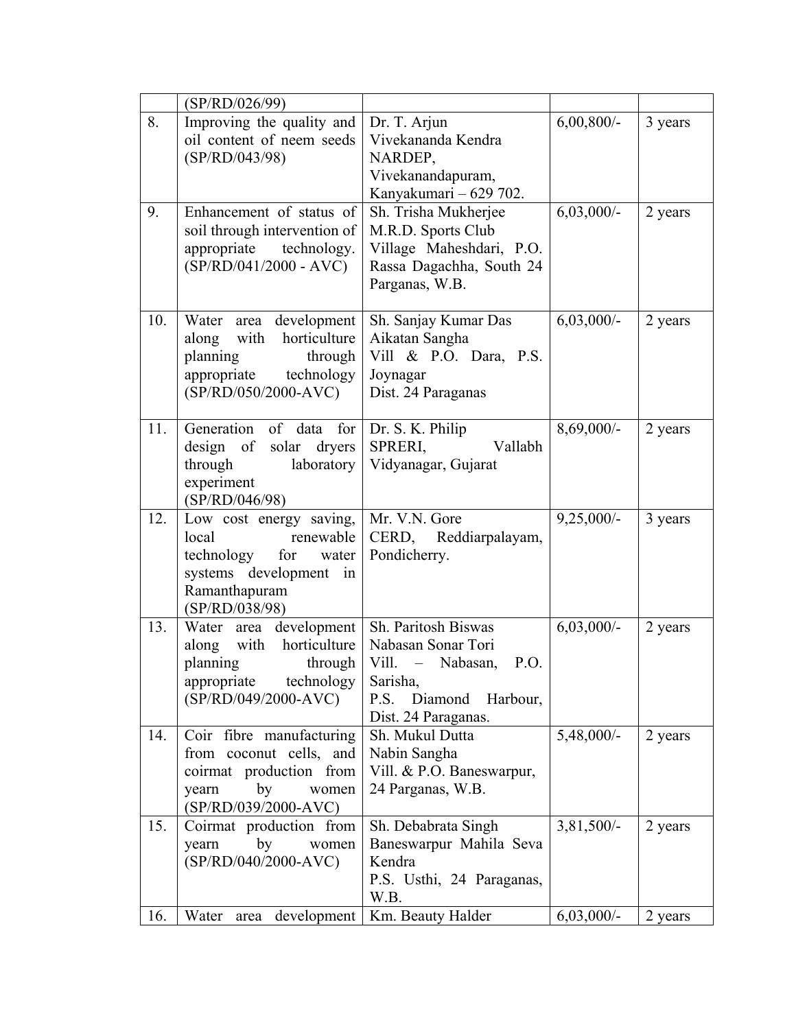|  |  |  |  |  |
|---|---|---|---|---|
|  | (SP/RD/026/99) |  |  |  |
| 8. | Improving the quality and oil content of neem seeds (SP/RD/043/98) | Dr. T. Arjun<br>Vivekananda Kendra<br>NARDEP,<br>Vivekanandapuram,<br>Kanyakumari – 629 702. | 6,00,800/- | 3 years |
| 9. | Enhancement of status of soil through intervention of appropriate technology. (SP/RD/041/2000 - AVC) | Sh. Trisha Mukherjee<br>M.R.D. Sports Club<br>Village Maheshdari, P.O. Rassa Dagachha, South 24 Parganas, W.B. | 6,03,000/- | 2 years |
| 10. | Water area development along with horticulture planning through appropriate technology (SP/RD/050/2000-AVC) | Sh. Sanjay Kumar Das<br>Aikatan Sangha<br>Vill & P.O. Dara, P.S. Joynagar<br>Dist. 24 Paraganas | 6,03,000/- | 2 years |
| 11. | Generation of data for design of solar dryers through laboratory experiment (SP/RD/046/98) | Dr. S. K. Philip<br>SPRERI, Vallabh Vidyanagar, Gujarat | 8,69,000/- | 2 years |
| 12. | Low cost energy saving, local renewable technology for water systems development in Ramanthapuram (SP/RD/038/98) | Mr. V.N. Gore<br>CERD, Reddiarpalayam, Pondicherry. | 9,25,000/- | 3 years |
| 13. | Water area development along with horticulture planning through appropriate technology (SP/RD/049/2000-AVC) | Sh. Paritosh Biswas<br>Nabasan Sonar Tori<br>Vill. – Nabasan, P.O. Sarisha,<br>P.S. Diamond Harbour, Dist. 24 Paraganas. | 6,03,000/- | 2 years |
| 14. | Coir fibre manufacturing from coconut cells, and coirmat production from yearn by women (SP/RD/039/2000-AVC) | Sh. Mukul Dutta<br>Nabin Sangha<br>Vill. & P.O. Baneswarpur, 24 Parganas, W.B. | 5,48,000/- | 2 years |
| 15. | Coirmat production from yearn by women (SP/RD/040/2000-AVC) | Sh. Debabrata Singh<br>Baneswarpur Mahila Seva Kendra<br>P.S. Usthi, 24 Paraganas, W.B. | 3,81,500/- | 2 years |
| 16. | Water area development | Km. Beauty Halder | 6,03,000/- | 2 years |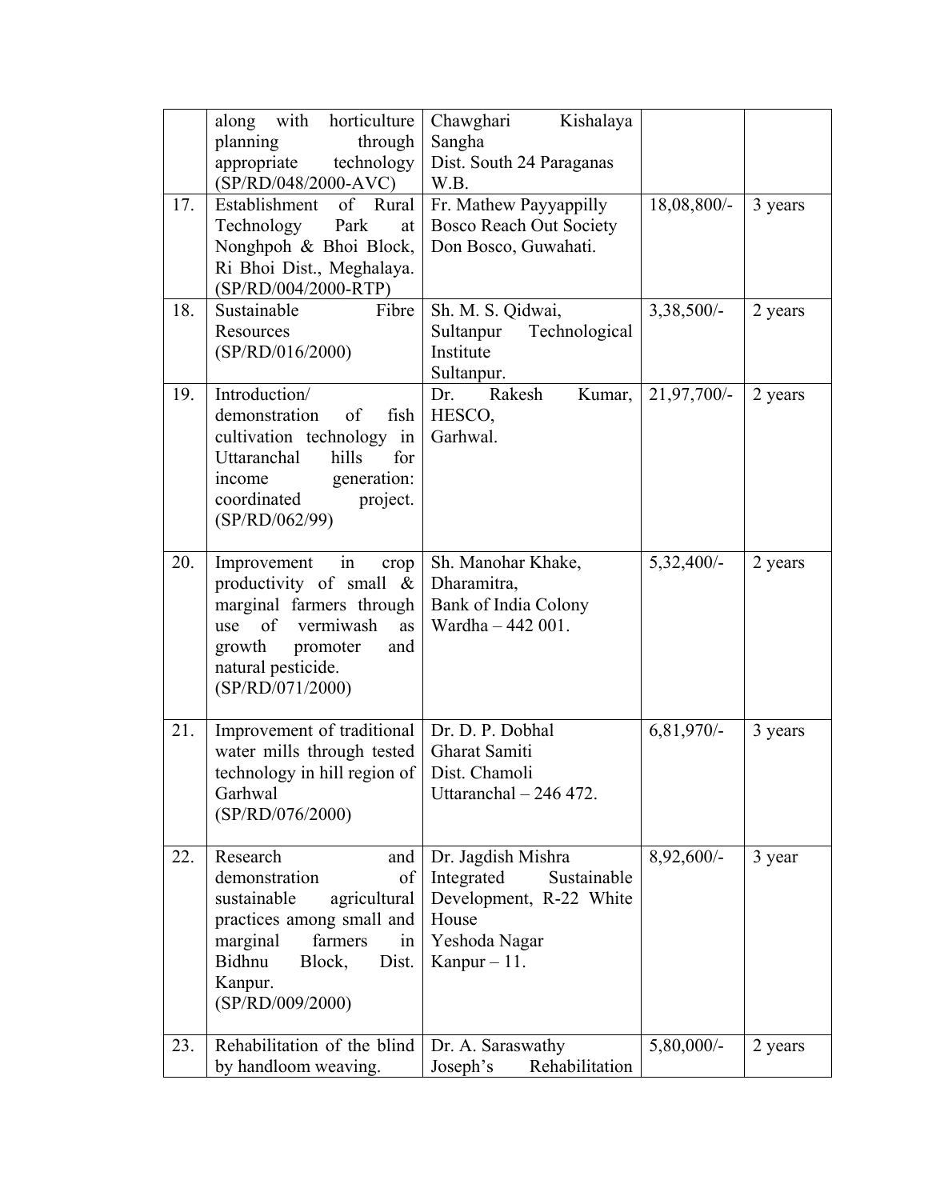| | | | | |
|---|---|---|---|---|
| | along with horticulture planning through appropriate technology (SP/RD/048/2000-AVC) | Chawghari Kishalaya Sangha<br>Dist. South 24 Paraganas W.B. | | |
| 17. | Establishment of Rural Technology Park at Nonghpoh & Bhoi Block, Ri Bhoi Dist., Meghalaya. (SP/RD/004/2000-RTP) | Fr. Mathew Payyappilly<br>Bosco Reach Out Society<br>Don Bosco, Guwahati. | 18,08,800/- | 3 years |
| 18. | Sustainable Fibre Resources (SP/RD/016/2000) | Sh. M. S. Qidwai,<br>Sultanpur Technological Institute<br>Sultanpur. | 3,38,500/- | 2 years |
| 19. | Introduction/ demonstration of fish cultivation technology in Uttaranchal hills for income generation: coordinated project. (SP/RD/062/99) | Dr. Rakesh Kumar, HESCO,<br>Garhwal. | 21,97,700/- | 2 years |
| 20. | Improvement in crop productivity of small & marginal farmers through use of vermiwash as growth promoter and natural pesticide. (SP/RD/071/2000) | Sh. Manohar Khake,<br>Dharamitra,<br>Bank of India Colony<br>Wardha – 442 001. | 5,32,400/- | 2 years |
| 21. | Improvement of traditional water mills through tested technology in hill region of Garhwal (SP/RD/076/2000) | Dr. D. P. Dobhal<br>Gharat Samiti<br>Dist. Chamoli<br>Uttaranchal – 246 472. | 6,81,970/- | 3 years |
| 22. | Research and demonstration of sustainable agricultural practices among small and marginal farmers in Bidhnu Block, Dist. Kanpur. (SP/RD/009/2000) | Dr. Jagdish Mishra<br>Integrated Sustainable Development, R-22 White House<br>Yeshoda Nagar<br>Kanpur – 11. | 8,92,600/- | 3 year |
| 23. | Rehabilitation of the blind by handloom weaving. | Dr. A. Saraswathy<br>Joseph's Rehabilitation | 5,80,000/- | 2 years |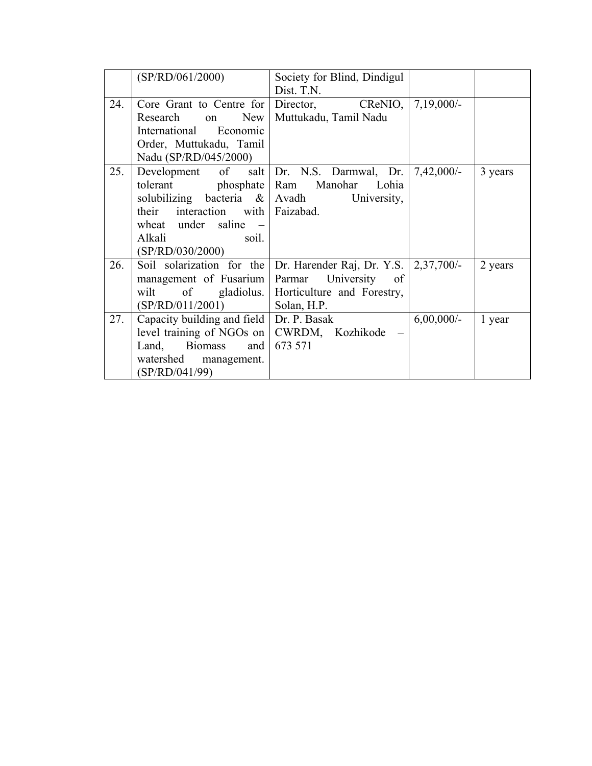| | | | | |
|---|---|---|---|---|
| | (SP/RD/061/2000) | Society for Blind, Dindigul Dist. T.N. | | |
| 24. | Core Grant to Centre for Research on New International Economic Order, Muttukadu, Tamil Nadu (SP/RD/045/2000) | Director, CReNIO, Muttukadu, Tamil Nadu | 7,19,000/- | |
| 25. | Development of salt tolerant phosphate solubilizing bacteria & their interaction with wheat under saline – Alkali soil. (SP/RD/030/2000) | Dr. N.S. Darmwal, Dr. Ram Manohar Lohia Avadh University, Faizabad. | 7,42,000/- | 3 years |
| 26. | Soil solarization for the management of Fusarium wilt of gladiolus. (SP/RD/011/2001) | Dr. Harender Raj, Dr. Y.S. Parmar University of Horticulture and Forestry, Solan, H.P. | 2,37,700/- | 2 years |
| 27. | Capacity building and field level training of NGOs on Land, Biomass and watershed management. (SP/RD/041/99) | Dr. P. Basak CWRDM, Kozhikode – 673 571 | 6,00,000/- | 1 year |